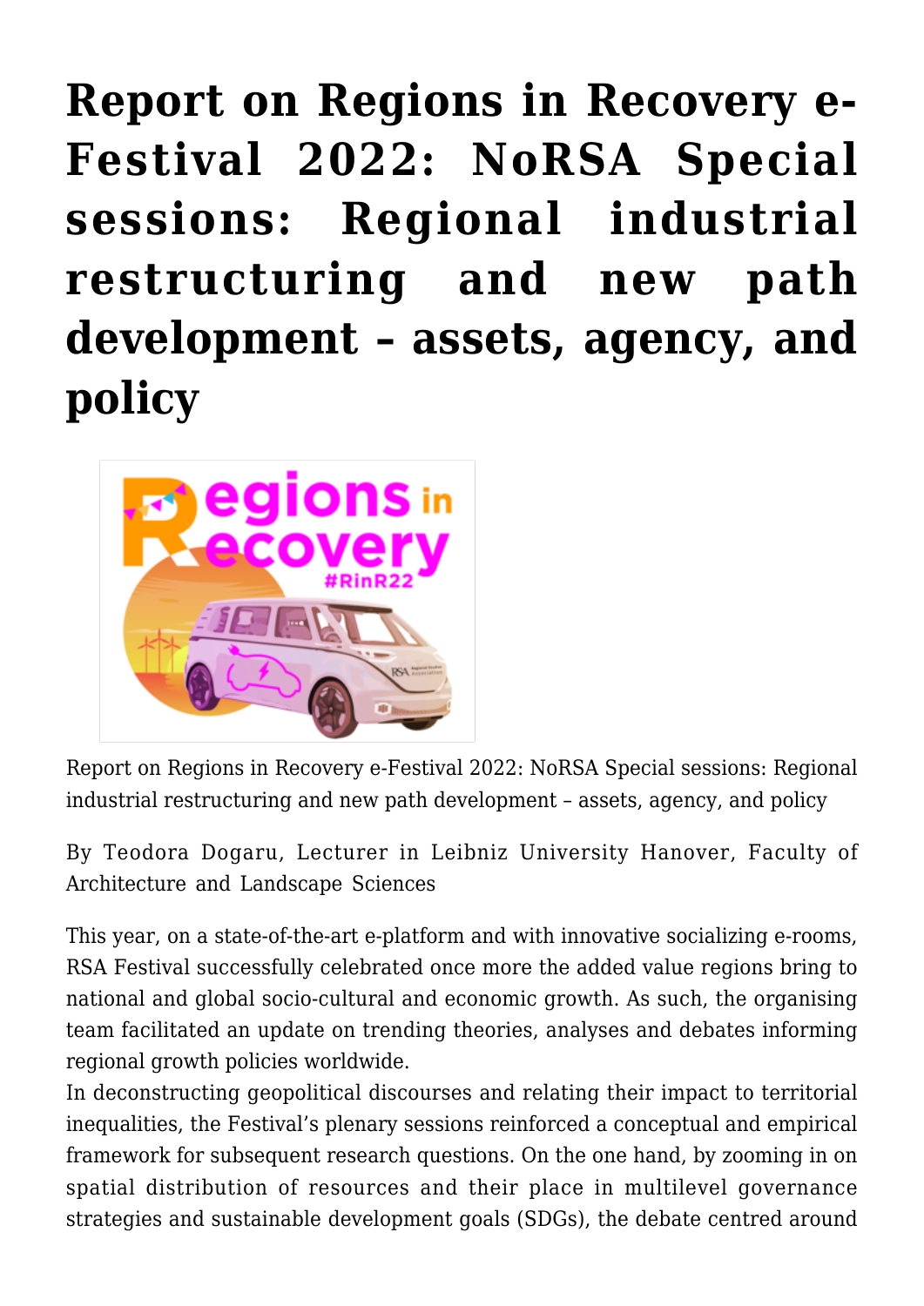# Report on Regions in Recovery e-Festival 2022: NoRSA Special sessions: Regional industrial restructuring and new path development – assets, agency, and policy

Report on Regions in Recovery e-Festival 2022: NoRSA Special sessions: Regional industrial restructuring and new path development – assets, agency, and policy

By Teodora Dogaru, Lecturer in Leibniz University Hanover, Faculty of Architecture and Landscape Sciences

This year, on a state-of-the-art e-platform and with innovative socializing e-rooms, RSA Festival successfully celebrated once more the added value regions bring to national and global socio-cultural and economic growth. As such, the organising team facilitated an update on trending theories, analyses and debates informing regional growth policies worldwide.

In deconstructing geopolitical discourses and relating their impact to territorial inequalities, the Festival's plenary sessions reinforced a conceptual and empirical framework for subsequent research questions. On the one hand, by zooming in on spatial distribution of resources and their place in multilevel governance strategies and sustainable development goals (SDGs), the debate centred around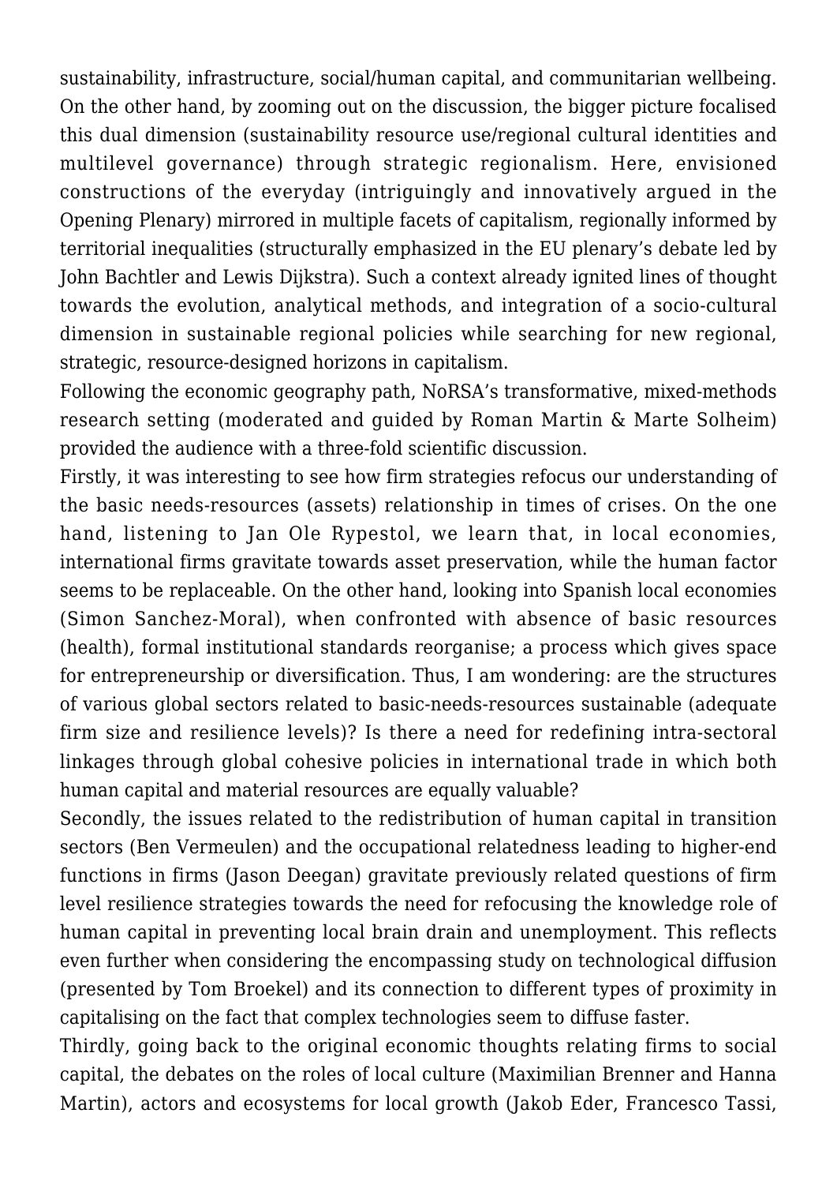sustainability, infrastructure, social/human capital, and communitarian wellbeing. On the other hand, by zooming out on the discussion, the bigger picture focalised this dual dimension (sustainability resource use/regional cultural identities and multilevel governance) through strategic regionalism. Here, envisioned constructions of the everyday (intriguingly and innovatively argued in the Opening Plenary) mirrored in multiple facets of capitalism, regionally informed by territorial inequalities (structurally emphasized in the EU plenary's debate led by John Bachtler and Lewis Dijkstra). Such a context already ignited lines of thought towards the evolution, analytical methods, and integration of a socio-cultural dimension in sustainable regional policies while searching for new regional, strategic, resource-designed horizons in capitalism.

Following the economic geography path, NoRSA's transformative, mixed-methods research setting (moderated and guided by Roman Martin & Marte Solheim) provided the audience with a three-fold scientific discussion.

Firstly, it was interesting to see how firm strategies refocus our understanding of the basic needs-resources (assets) relationship in times of crises. On the one hand, listening to Jan Ole Rypestol, we learn that, in local economies, international firms gravitate towards asset preservation, while the human factor seems to be replaceable. On the other hand, looking into Spanish local economies (Simon Sanchez-Moral), when confronted with absence of basic resources (health), formal institutional standards reorganise; a process which gives space for entrepreneurship or diversification. Thus, I am wondering: are the structures of various global sectors related to basic-needs-resources sustainable (adequate firm size and resilience levels)? Is there a need for redefining intra-sectoral linkages through global cohesive policies in international trade in which both human capital and material resources are equally valuable?

Secondly, the issues related to the redistribution of human capital in transition sectors (Ben Vermeulen) and the occupational relatedness leading to higher-end functions in firms (Jason Deegan) gravitate previously related questions of firm level resilience strategies towards the need for refocusing the knowledge role of human capital in preventing local brain drain and unemployment. This reflects even further when considering the encompassing study on technological diffusion (presented by Tom Broekel) and its connection to different types of proximity in capitalising on the fact that complex technologies seem to diffuse faster.

Thirdly, going back to the original economic thoughts relating firms to social capital, the debates on the roles of local culture (Maximilian Brenner and Hanna Martin), actors and ecosystems for local growth (Jakob Eder, Francesco Tassi,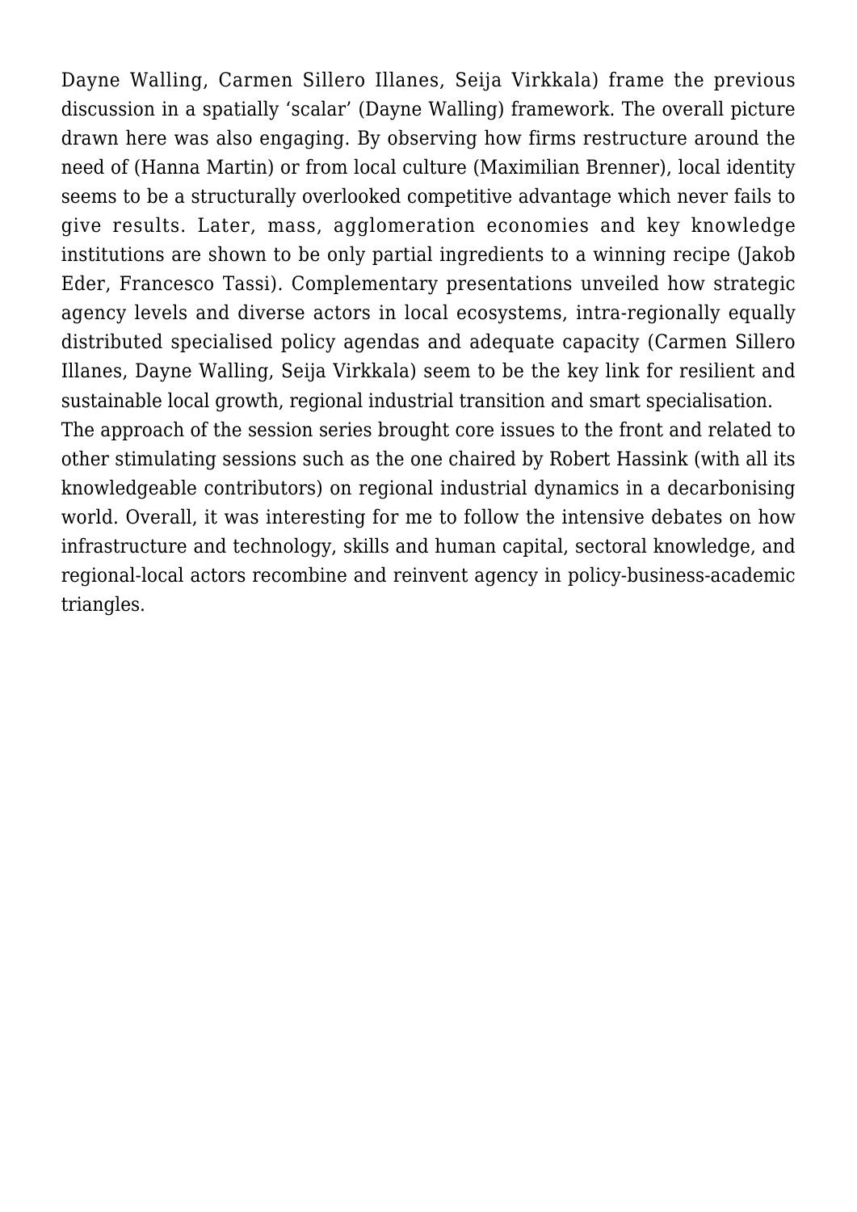Dayne Walling, Carmen Sillero Illanes, Seija Virkkala) frame the previous discussion in a spatially 'scalar' (Dayne Walling) framework. The overall picture drawn here was also engaging. By observing how firms restructure around the need of (Hanna Martin) or from local culture (Maximilian Brenner), local identity seems to be a structurally overlooked competitive advantage which never fails to give results. Later, mass, agglomeration economies and key knowledge institutions are shown to be only partial ingredients to a winning recipe (Jakob Eder, Francesco Tassi). Complementary presentations unveiled how strategic agency levels and diverse actors in local ecosystems, intra-regionally equally distributed specialised policy agendas and adequate capacity (Carmen Sillero Illanes, Dayne Walling, Seija Virkkala) seem to be the key link for resilient and sustainable local growth, regional industrial transition and smart specialisation.

The approach of the session series brought core issues to the front and related to other stimulating sessions such as the one chaired by Robert Hassink (with all its knowledgeable contributors) on regional industrial dynamics in a decarbonising world. Overall, it was interesting for me to follow the intensive debates on how infrastructure and technology, skills and human capital, sectoral knowledge, and regional-local actors recombine and reinvent agency in policy-business-academic triangles.